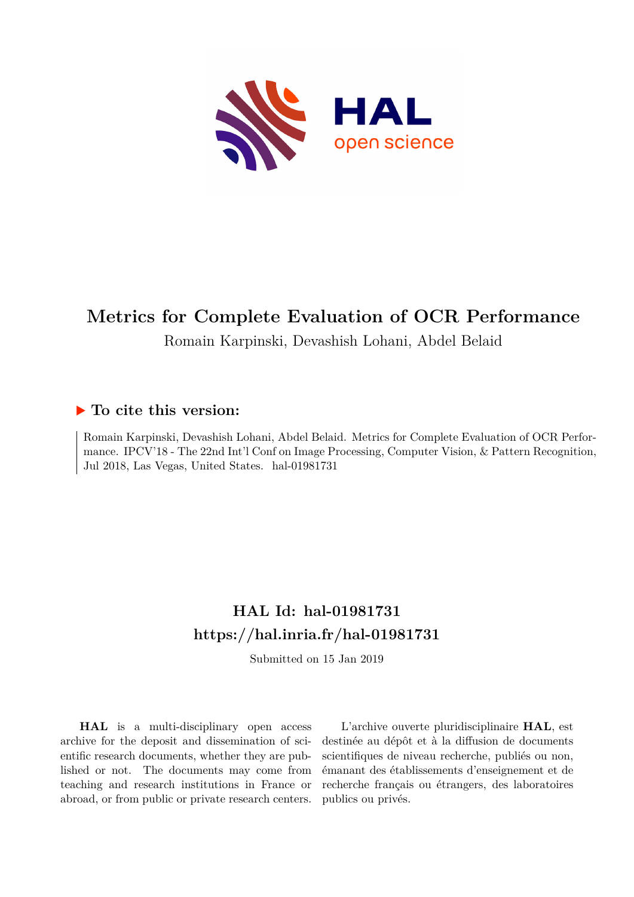# Metrics for Complete Evaluation of OCR Performance

Romain Karpinski, Devashish Lohani, Abdel Belaid

## ► To cite this version:

Romain Karpinski, Devashish Lohani, Abdel Belaid. Metrics for Complete Evaluation of OCR Performance. IPCV'18 - The 22nd Int'l Conf on Image Processing, Computer Vision, & Pattern Recognition, Jul 2018, Las Vegas, United States. hal-01981731

## HAL Id: hal-01981731
## https://hal.inria.fr/hal-01981731

Submitted on 15 Jan 2019

**HAL** is a multi-disciplinary open access archive for the deposit and dissemination of scientific research documents, whether they are published or not. The documents may come from teaching and research institutions in France or abroad, or from public or private research centers.

L'archive ouverte pluridisciplinaire **HAL**, est destinée au dépôt et à la diffusion de documents scientifiques de niveau recherche, publiés ou non, émanant des établissements d'enseignement et de recherche français ou étrangers, des laboratoires publics ou privés.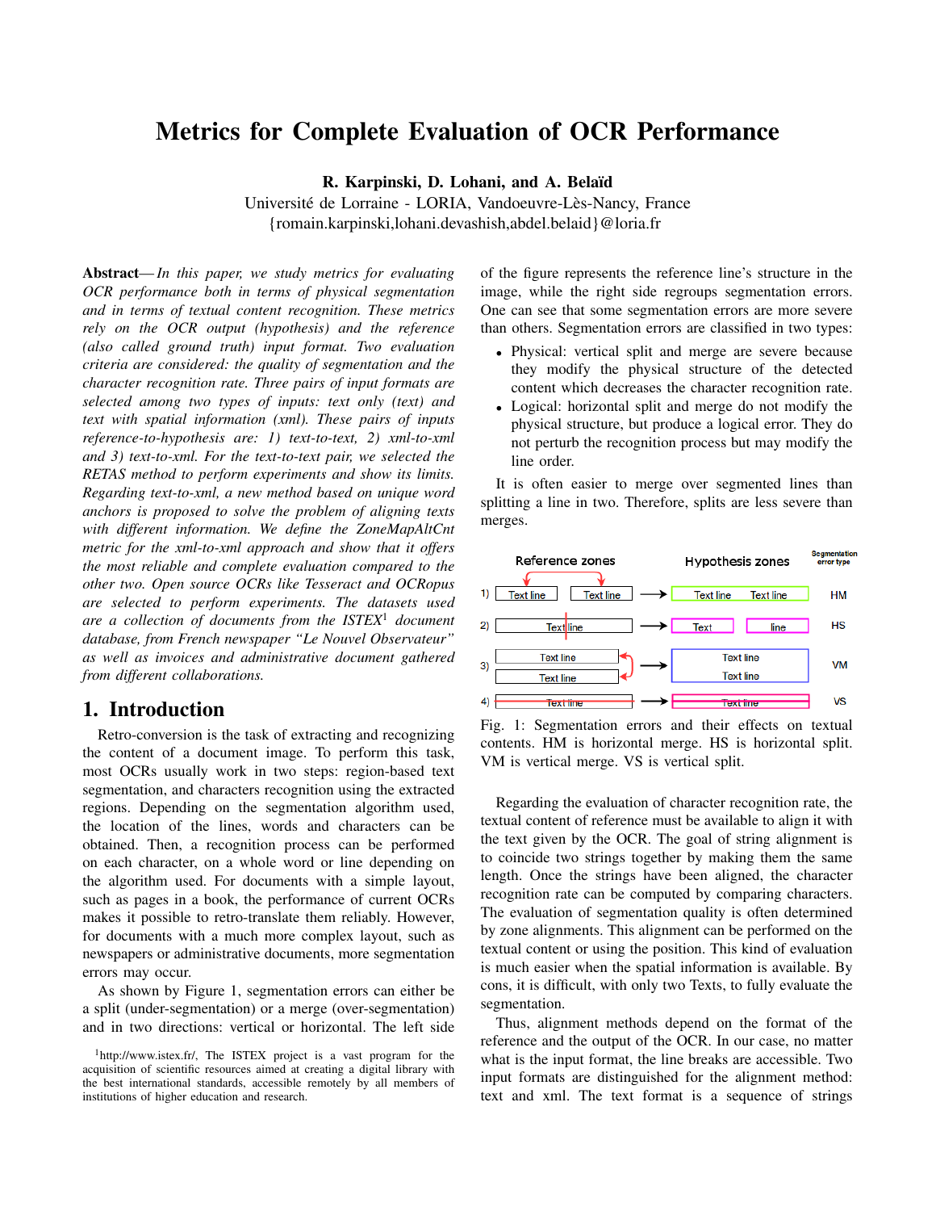# Metrics for Complete Evaluation of OCR Performance

**R. Karpinski, D. Lohani, and A. Belaïd**

Université de Lorraine - LORIA, Vandoeuvre-Lès-Nancy, France

{romain.karpinski,lohani.devashish,abdel.belaid}@loria.fr

**Abstract**— *In this paper, we study metrics for evaluating OCR performance both in terms of physical segmentation and in terms of textual content recognition. These metrics rely on the OCR output (hypothesis) and the reference (also called ground truth) input format. Two evaluation criteria are considered: the quality of segmentation and the character recognition rate. Three pairs of input formats are selected among two types of inputs: text only (text) and text with spatial information (xml). These pairs of inputs reference-to-hypothesis are: 1) text-to-text, 2) xml-to-xml and 3) text-to-xml. For the text-to-text pair, we selected the RETAS method to perform experiments and show its limits. Regarding text-to-xml, a new method based on unique word anchors is proposed to solve the problem of aligning texts with different information. We define the ZoneMapAltCnt metric for the xml-to-xml approach and show that it offers the most reliable and complete evaluation compared to the other two. Open source OCRs like Tesseract and OCRopus are selected to perform experiments. The datasets used are a collection of documents from the ISTEX[1] document database, from French newspaper "Le Nouvel Observateur" as well as invoices and administrative document gathered from different collaborations.*

## 1. Introduction

Retro-conversion is the task of extracting and recognizing the content of a document image. To perform this task, most OCRs usually work in two steps: region-based text segmentation, and characters recognition using the extracted regions. Depending on the segmentation algorithm used, the location of the lines, words and characters can be obtained. Then, a recognition process can be performed on each character, on a whole word or line depending on the algorithm used. For documents with a simple layout, such as pages in a book, the performance of current OCRs makes it possible to retro-translate them reliably. However, for documents with a much more complex layout, such as newspapers or administrative documents, more segmentation errors may occur.

As shown by Figure 1, segmentation errors can either be a split (under-segmentation) or a merge (over-segmentation) and in two directions: vertical or horizontal. The left side of the figure represents the reference line's structure in the image, while the right side regroups segmentation errors. One can see that some segmentation errors are more severe than others. Segmentation errors are classified in two types:

- Physical: vertical split and merge are severe because they modify the physical structure of the detected content which decreases the character recognition rate.
- Logical: horizontal split and merge do not modify the physical structure, but produce a logical error. They do not perturb the recognition process but may modify the line order.

It is often easier to merge over segmented lines than splitting a line in two. Therefore, splits are less severe than merges.

Reference zones

Hypothesis zones

Segmentation error type

1) Text line Text line → Text line Text line HM

2) Text line → Text line HS

3) Text line Text line → Text line Text line VM

4) Text line → Text line VS

Fig. 1: Segmentation errors and their effects on textual contents. HM is horizontal merge. HS is horizontal split. VM is vertical merge. VS is vertical split.

Regarding the evaluation of character recognition rate, the textual content of reference must be available to align it with the text given by the OCR. The goal of string alignment is to coincide two strings together by making them the same length. Once the strings have been aligned, the character recognition rate can be computed by comparing characters. The evaluation of segmentation quality is often determined by zone alignments. This alignment can be performed on the textual content or using the position. This kind of evaluation is much easier when the spatial information is available. By cons, it is difficult, with only two Texts, to fully evaluate the segmentation.

Thus, alignment methods depend on the format of the reference and the output of the OCR. In our case, no matter what is the input format, the line breaks are accessible. Two input formats are distinguished for the alignment method: text and xml. The text format is a sequence of strings

[1] http://www.istex.fr/, The ISTEX project is a vast program for the acquisition of scientific resources aimed at creating a digital library with the best international standards, accessible remotely by all members of institutions of higher education and research.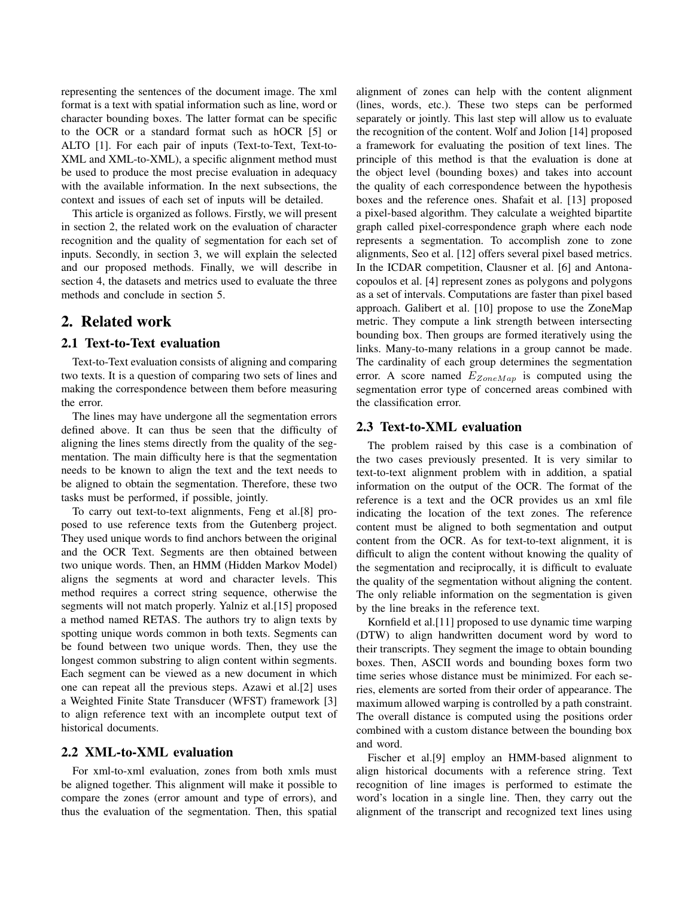representing the sentences of the document image. The xml format is a text with spatial information such as line, word or character bounding boxes. The latter format can be specific to the OCR or a standard format such as hOCR [5] or ALTO [1]. For each pair of inputs (Text-to-Text, Text-to-XML and XML-to-XML), a specific alignment method must be used to produce the most precise evaluation in adequacy with the available information. In the next subsections, the context and issues of each set of inputs will be detailed.

This article is organized as follows. Firstly, we will present in section 2, the related work on the evaluation of character recognition and the quality of segmentation for each set of inputs. Secondly, in section 3, we will explain the selected and our proposed methods. Finally, we will describe in section 4, the datasets and metrics used to evaluate the three methods and conclude in section 5.

## 2. Related work

### 2.1 Text-to-Text evaluation

Text-to-Text evaluation consists of aligning and comparing two texts. It is a question of comparing two sets of lines and making the correspondence between them before measuring the error.

The lines may have undergone all the segmentation errors defined above. It can thus be seen that the difficulty of aligning the lines stems directly from the quality of the segmentation. The main difficulty here is that the segmentation needs to be known to align the text and the text needs to be aligned to obtain the segmentation. Therefore, these two tasks must be performed, if possible, jointly.

To carry out text-to-text alignments, Feng et al.[8] proposed to use reference texts from the Gutenberg project. They used unique words to find anchors between the original and the OCR Text. Segments are then obtained between two unique words. Then, an HMM (Hidden Markov Model) aligns the segments at word and character levels. This method requires a correct string sequence, otherwise the segments will not match properly. Yalniz et al.[15] proposed a method named RETAS. The authors try to align texts by spotting unique words common in both texts. Segments can be found between two unique words. Then, they use the longest common substring to align content within segments. Each segment can be viewed as a new document in which one can repeat all the previous steps. Azawi et al.[2] uses a Weighted Finite State Transducer (WFST) framework [3] to align reference text with an incomplete output text of historical documents.

### 2.2 XML-to-XML evaluation

For xml-to-xml evaluation, zones from both xmls must be aligned together. This alignment will make it possible to compare the zones (error amount and type of errors), and thus the evaluation of the segmentation. Then, this spatial alignment of zones can help with the content alignment (lines, words, etc.). These two steps can be performed separately or jointly. This last step will allow us to evaluate the recognition of the content. Wolf and Jolion [14] proposed a framework for evaluating the position of text lines. The principle of this method is that the evaluation is done at the object level (bounding boxes) and takes into account the quality of each correspondence between the hypothesis boxes and the reference ones. Shafait et al. [13] proposed a pixel-based algorithm. They calculate a weighted bipartite graph called pixel-correspondence graph where each node represents a segmentation. To accomplish zone to zone alignments, Seo et al. [12] offers several pixel based metrics. In the ICDAR competition, Clausner et al. [6] and Antonacopoulos et al. [4] represent zones as polygons and polygons as a set of intervals. Computations are faster than pixel based approach. Galibert et al. [10] propose to use the ZoneMap metric. They compute a link strength between intersecting bounding box. Then groups are formed iteratively using the links. Many-to-many relations in a group cannot be made. The cardinality of each group determines the segmentation error. A score named $E_{ZoneMap}$ is computed using the segmentation error type of concerned areas combined with the classification error.

### 2.3 Text-to-XML evaluation

The problem raised by this case is a combination of the two cases previously presented. It is very similar to text-to-text alignment problem with in addition, a spatial information on the output of the OCR. The format of the reference is a text and the OCR provides us an xml file indicating the location of the text zones. The reference content must be aligned to both segmentation and output content from the OCR. As for text-to-text alignment, it is difficult to align the content without knowing the quality of the segmentation and reciprocally, it is difficult to evaluate the quality of the segmentation without aligning the content. The only reliable information on the segmentation is given by the line breaks in the reference text.

Kornfield et al.[11] proposed to use dynamic time warping (DTW) to align handwritten document word by word to their transcripts. They segment the image to obtain bounding boxes. Then, ASCII words and bounding boxes form two time series whose distance must be minimized. For each series, elements are sorted from their order of appearance. The maximum allowed warping is controlled by a path constraint. The overall distance is computed using the positions order combined with a custom distance between the bounding box and word.

Fischer et al.[9] employ an HMM-based alignment to align historical documents with a reference string. Text recognition of line images is performed to estimate the word's location in a single line. Then, they carry out the alignment of the transcript and recognized text lines using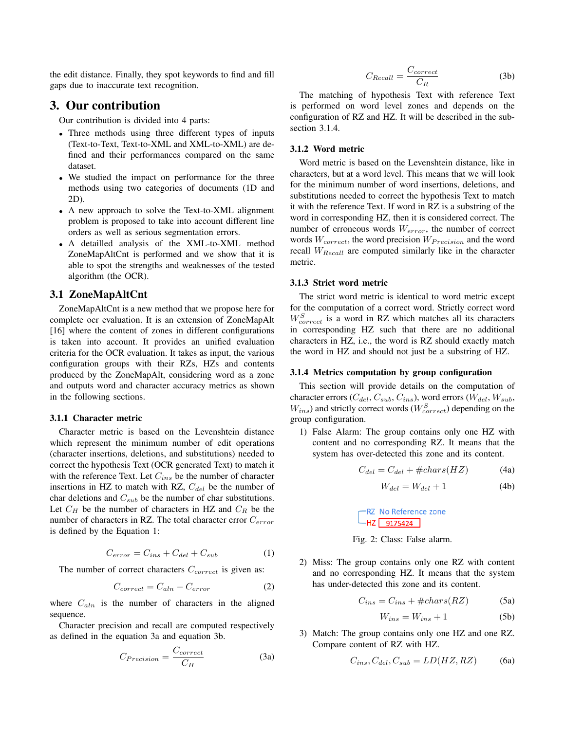the edit distance. Finally, they spot keywords to find and fill gaps due to inaccurate text recognition.

# 3. Our contribution

Our contribution is divided into 4 parts:

- Three methods using three different types of inputs (Text-to-Text, Text-to-XML and XML-to-XML) are defined and their performances compared on the same dataset.
- We studied the impact on performance for the three methods using two categories of documents (1D and 2D).
- A new approach to solve the Text-to-XML alignment problem is proposed to take into account different line orders as well as serious segmentation errors.
- A detailled analysis of the XML-to-XML method ZoneMapAltCnt is performed and we show that it is able to spot the strengths and weaknesses of the tested algorithm (the OCR).

## 3.1 ZoneMapAltCnt

ZoneMapAltCnt is a new method that we propose here for complete ocr evaluation. It is an extension of ZoneMapAlt [16] where the content of zones in different configurations is taken into account. It provides an unified evaluation criteria for the OCR evaluation. It takes as input, the various configuration groups with their RZs, HZs and contents produced by the ZoneMapAlt, considering word as a zone and outputs word and character accuracy metrics as shown in the following sections.

### 3.1.1 Character metric

Character metric is based on the Levenshtein distance which represent the minimum number of edit operations (character insertions, deletions, and substitutions) needed to correct the hypothesis Text (OCR generated Text) to match it with the reference Text. Let $C_{ins}$ be the number of character insertions in HZ to match with RZ, $C_{del}$ be the number of char deletions and $C_{sub}$ be the number of char substitutions. Let $C_H$ be the number of characters in HZ and $C_R$ be the number of characters in RZ. The total character error $C_{error}$ is defined by the Equation 1:

$$C_{error} = C_{ins} + C_{del} + C_{sub} \tag{1}$$

The number of correct characters $C_{correct}$ is given as:

$$C_{correct} = C_{aln} - C_{error} \tag{2}$$

where $C_{aln}$ is the number of characters in the aligned sequence.

Character precision and recall are computed respectively as defined in the equation 3a and equation 3b.

$$C_{Precision} = \frac{C_{correct}}{C_H} \tag{3a}$$

$$C_{Recall} = \frac{C_{correct}}{C_R} \tag{3b}$$

The matching of hypothesis Text with reference Text is performed on word level zones and depends on the configuration of RZ and HZ. It will be described in the subsection 3.1.4.

### 3.1.2 Word metric

Word metric is based on the Levenshtein distance, like in characters, but at a word level. This means that we will look for the minimum number of word insertions, deletions, and substitutions needed to correct the hypothesis Text to match it with the reference Text. If word in RZ is a substring of the word in corresponding HZ, then it is considered correct. The number of erroneous words $W_{error}$, the number of correct words $W_{correct}$, the word precision $W_{Precision}$ and the word recall $W_{Recall}$ are computed similarly like in the character metric.

### 3.1.3 Strict word metric

The strict word metric is identical to word metric except for the computation of a correct word. Strictly correct word $W^S_{correct}$ is a word in RZ which matches all its characters in corresponding HZ such that there are no additional characters in HZ, i.e., the word is RZ should exactly match the word in HZ and should not just be a substring of HZ.

### 3.1.4 Metrics computation by group configuration

This section will provide details on the computation of character errors ($C_{del}$, $C_{sub}$, $C_{ins}$), word errors ($W_{del}$, $W_{sub}$, $W_{ins}$) and strictly correct words ($W^S_{correct}$) depending on the group configuration.

1) False Alarm: The group contains only one HZ with content and no corresponding RZ. It means that the system has over-detected this zone and its content.

$$C_{del} = C_{del} + \#chars(HZ) \tag{4a}$$

$$W_{del} = W_{del} + 1 \tag{4b}$$

RZ No Reference zone
HZ 9175424

Fig. 2: Class: False alarm.

2) Miss: The group contains only one RZ with content and no corresponding HZ. It means that the system has under-detected this zone and its content.

$$C_{ins} = C_{ins} + \#chars(RZ) \tag{5a}$$

$$W_{ins} = W_{ins} + 1 \tag{5b}$$

3) Match: The group contains only one HZ and one RZ. Compare content of RZ with HZ.

$$C_{ins}, C_{del}, C_{sub} = LD(HZ, RZ) \tag{6a}$$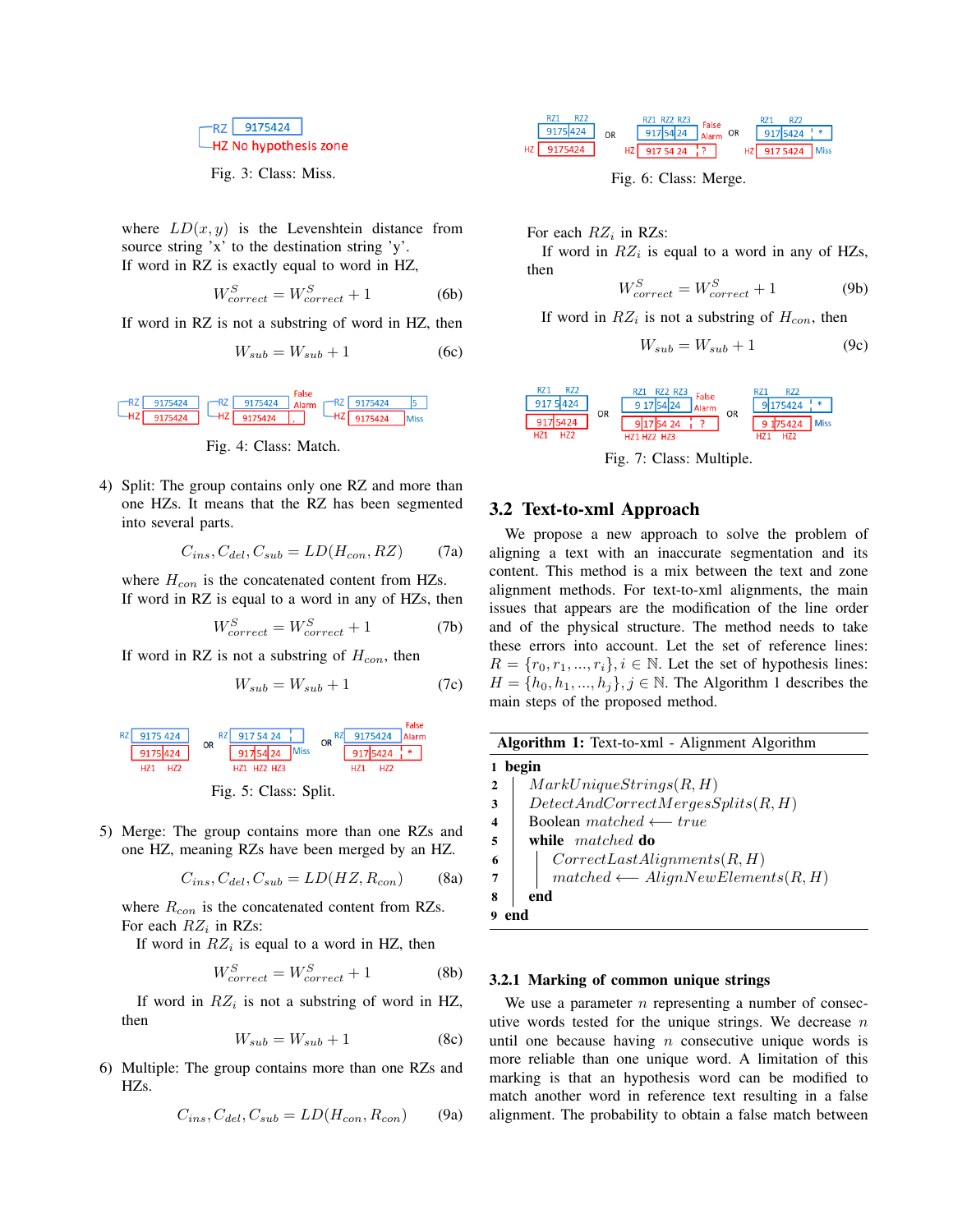Fig. 3: Class: Miss.

where $LD(x, y)$ is the Levenshtein distance from source string 'x' to the destination string 'y'.
If word in RZ is exactly equal to word in HZ,

$$W^S_{correct} = W^S_{correct} + 1 \quad (6b)$$

If word in RZ is not a substring of word in HZ, then

$$W_{sub} = W_{sub} + 1 \quad (6c)$$

Fig. 4: Class: Match.

4) Split: The group contains only one RZ and more than one HZs. It means that the RZ has been segmented into several parts.

$$C_{ins}, C_{del}, C_{sub} = LD(H_{con}, RZ) \quad (7a)$$

where $H_{con}$ is the concatenated content from HZs.
If word in RZ is equal to a word in any of HZs, then

$$W^S_{correct} = W^S_{correct} + 1 \quad (7b)$$

If word in RZ is not a substring of $H_{con}$, then

$$W_{sub} = W_{sub} + 1 \quad (7c)$$

Fig. 5: Class: Split.

5) Merge: The group contains more than one RZs and one HZ, meaning RZs have been merged by an HZ.

$$C_{ins}, C_{del}, C_{sub} = LD(HZ, R_{con}) \quad (8a)$$

where $R_{con}$ is the concatenated content from RZs.
For each $RZ_i$ in RZs:
If word in $RZ_i$ is equal to a word in HZ, then

$$W^S_{correct} = W^S_{correct} + 1 \quad (8b)$$

If word in $RZ_i$ is not a substring of word in HZ, then

$$W_{sub} = W_{sub} + 1 \quad (8c)$$

6) Multiple: The group contains more than one RZs and HZs.

$$C_{ins}, C_{del}, C_{sub} = LD(H_{con}, R_{con}) \quad (9a)$$

Fig. 6: Class: Merge.

For each $RZ_i$ in RZs:
If word in $RZ_i$ is equal to a word in any of HZs, then

$$W^S_{correct} = W^S_{correct} + 1 \quad (9b)$$

If word in $RZ_i$ is not a substring of $H_{con}$, then

$$W_{sub} = W_{sub} + 1 \quad (9c)$$

Fig. 7: Class: Multiple.

## 3.2 Text-to-xml Approach

We propose a new approach to solve the problem of aligning a text with an inaccurate segmentation and its content. This method is a mix between the text and zone alignment methods. For text-to-xml alignments, the main issues that appears are the modification of the line order and of the physical structure. The method needs to take these errors into account. Let the set of reference lines: $R = \{r_0, r_1, ..., r_i\}, i \in \mathbb{N}$. Let the set of hypothesis lines: $H = \{h_0, h_1, ..., h_j\}, j \in \mathbb{N}$. The Algorithm 1 describes the main steps of the proposed method.

**Algorithm 1:** Text-to-xml - Alignment Algorithm

```
1 begin
2   MarkUniqueStrings(R, H)
3   DetectAndCorrectMergesSplits(R, H)
4   Boolean matched ⟵ true
5   while matched do
6       CorrectLastAlignments(R, H)
7       matched ⟵ AlignNewElements(R, H)
8   end
9 end
```

### 3.2.1 Marking of common unique strings

We use a parameter $n$ representing a number of consecutive words tested for the unique strings. We decrease $n$ until one because having $n$ consecutive unique words is more reliable than one unique word. A limitation of this marking is that an hypothesis word can be modified to match another word in reference text resulting in a false alignment. The probability to obtain a false match between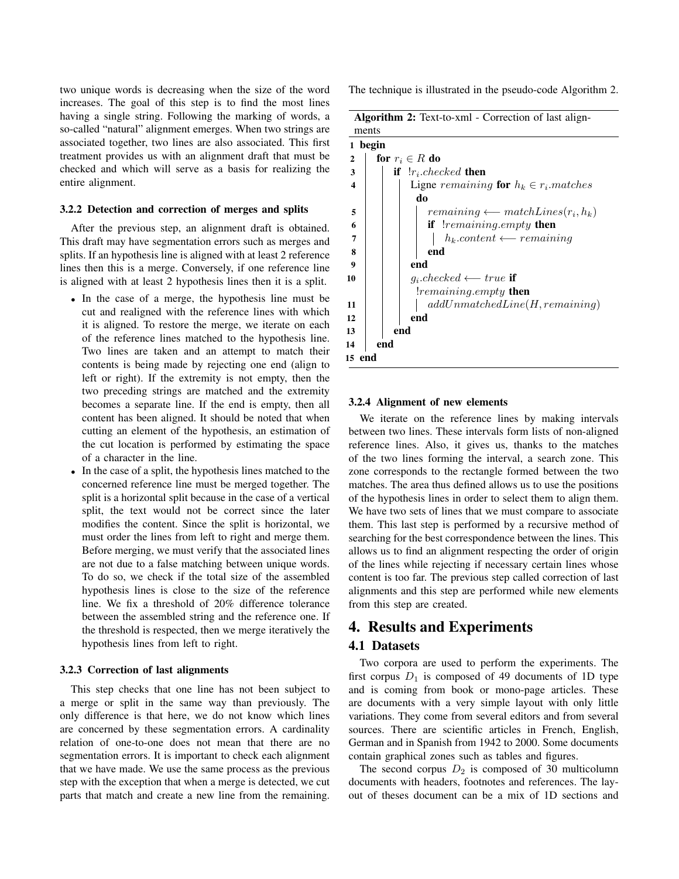two unique words is decreasing when the size of the word increases. The goal of this step is to find the most lines having a single string. Following the marking of words, a so-called "natural" alignment emerges. When two strings are associated together, two lines are also associated. This first treatment provides us with an alignment draft that must be checked and which will serve as a basis for realizing the entire alignment.

#### 3.2.2 Detection and correction of merges and splits

After the previous step, an alignment draft is obtained. This draft may have segmentation errors such as merges and splits. If an hypothesis line is aligned with at least 2 reference lines then this is a merge. Conversely, if one reference line is aligned with at least 2 hypothesis lines then it is a split.

- In the case of a merge, the hypothesis line must be cut and realigned with the reference lines with which it is aligned. To restore the merge, we iterate on each of the reference lines matched to the hypothesis line. Two lines are taken and an attempt to match their contents is being made by rejecting one end (align to left or right). If the extremity is not empty, then the two preceding strings are matched and the extremity becomes a separate line. If the end is empty, then all content has been aligned. It should be noted that when cutting an element of the hypothesis, an estimation of the cut location is performed by estimating the space of a character in the line.
- In the case of a split, the hypothesis lines matched to the concerned reference line must be merged together. The split is a horizontal split because in the case of a vertical split, the text would not be correct since the later modifies the content. Since the split is horizontal, we must order the lines from left to right and merge them. Before merging, we must verify that the associated lines are not due to a false matching between unique words. To do so, we check if the total size of the assembled hypothesis lines is close to the size of the reference line. We fix a threshold of 20% difference tolerance between the assembled string and the reference one. If the threshold is respected, then we merge iteratively the hypothesis lines from left to right.

#### 3.2.3 Correction of last alignments

This step checks that one line has not been subject to a merge or split in the same way than previously. The only difference is that here, we do not know which lines are concerned by these segmentation errors. A cardinality relation of one-to-one does not mean that there are no segmentation errors. It is important to check each alignment that we have made. We use the same process as the previous step with the exception that when a merge is detected, we cut parts that match and create a new line from the remaining. The technique is illustrated in the pseudo-code Algorithm 2.

**Algorithm 2:** Text-to-xml - Correction of last alignments

```
1  begin
2    for r_i ∈ R do
3      if !r_i.checked then
4        Ligne remaining for h_k ∈ r_i.matches do
5          remaining ⟵ matchLines(r_i, h_k)
6          if !remaining.empty then
7            h_k.content ⟵ remaining
8          end
9        end
10       g_i.checked ⟵ true if !remaining.empty then
11         addUnmatchedLine(H, remaining)
12       end
13     end
14   end
15 end
```

#### 3.2.4 Alignment of new elements

We iterate on the reference lines by making intervals between two lines. These intervals form lists of non-aligned reference lines. Also, it gives us, thanks to the matches of the two lines forming the interval, a search zone. This zone corresponds to the rectangle formed between the two matches. The area thus defined allows us to use the positions of the hypothesis lines in order to select them to align them. We have two sets of lines that we must compare to associate them. This last step is performed by a recursive method of searching for the best correspondence between the lines. This allows us to find an alignment respecting the order of origin of the lines while rejecting if necessary certain lines whose content is too far. The previous step called correction of last alignments and this step are performed while new elements from this step are created.

## 4. Results and Experiments

### 4.1 Datasets

Two corpora are used to perform the experiments. The first corpus $D_1$ is composed of 49 documents of 1D type and is coming from book or mono-page articles. These are documents with a very simple layout with only little variations. They come from several editors and from several sources. There are scientific articles in French, English, German and in Spanish from 1942 to 2000. Some documents contain graphical zones such as tables and figures.

The second corpus $D_2$ is composed of 30 multicolumn documents with headers, footnotes and references. The layout of theses document can be a mix of 1D sections and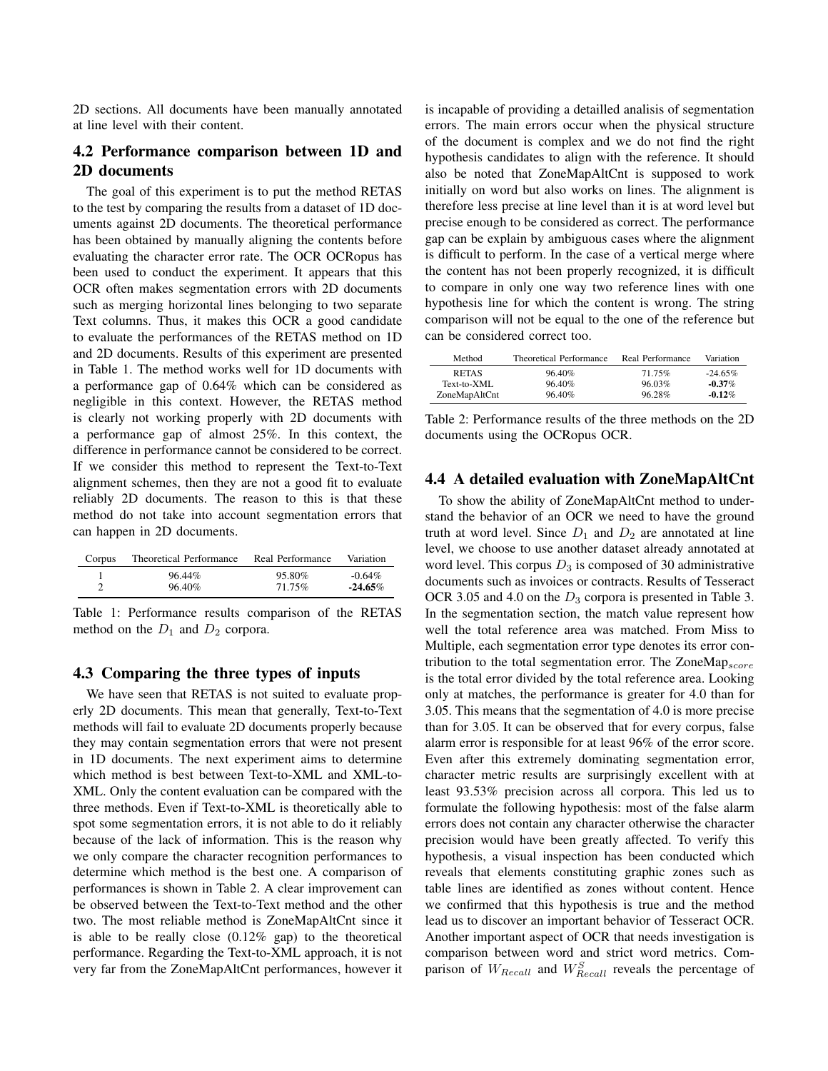2D sections. All documents have been manually annotated at line level with their content.

## 4.2 Performance comparison between 1D and 2D documents

The goal of this experiment is to put the method RETAS to the test by comparing the results from a dataset of 1D documents against 2D documents. The theoretical performance has been obtained by manually aligning the contents before evaluating the character error rate. The OCR OCRopus has been used to conduct the experiment. It appears that this OCR often makes segmentation errors with 2D documents such as merging horizontal lines belonging to two separate Text columns. Thus, it makes this OCR a good candidate to evaluate the performances of the RETAS method on 1D and 2D documents. Results of this experiment are presented in Table 1. The method works well for 1D documents with a performance gap of 0.64% which can be considered as negligible in this context. However, the RETAS method is clearly not working properly with 2D documents with a performance gap of almost 25%. In this context, the difference in performance cannot be considered to be correct. If we consider this method to represent the Text-to-Text alignment schemes, then they are not a good fit to evaluate reliably 2D documents. The reason to this is that these method do not take into account segmentation errors that can happen in 2D documents.

| Corpus | Theoretical Performance | Real Performance | Variation |
|---|---|---|---|
| 1 | 96.44% | 95.80% | -0.64% |
| 2 | 96.40% | 71.75% | **-24.65**% |

Table 1: Performance results comparison of the RETAS method on the $D_1$ and $D_2$ corpora.

## 4.3 Comparing the three types of inputs

We have seen that RETAS is not suited to evaluate properly 2D documents. This mean that generally, Text-to-Text methods will fail to evaluate 2D documents properly because they may contain segmentation errors that were not present in 1D documents. The next experiment aims to determine which method is best between Text-to-XML and XML-to-XML. Only the content evaluation can be compared with the three methods. Even if Text-to-XML is theoretically able to spot some segmentation errors, it is not able to do it reliably because of the lack of information. This is the reason why we only compare the character recognition performances to determine which method is the best one. A comparison of performances is shown in Table 2. A clear improvement can be observed between the Text-to-Text method and the other two. The most reliable method is ZoneMapAltCnt since it is able to be really close (0.12% gap) to the theoretical performance. Regarding the Text-to-XML approach, it is not very far from the ZoneMapAltCnt performances, however it is incapable of providing a detailled analisis of segmentation errors. The main errors occur when the physical structure of the document is complex and we do not find the right hypothesis candidates to align with the reference. It should also be noted that ZoneMapAltCnt is supposed to work initially on word but also works on lines. The alignment is therefore less precise at line level than it is at word level but precise enough to be considered as correct. The performance gap can be explain by ambiguous cases where the alignment is difficult to perform. In the case of a vertical merge where the content has not been properly recognized, it is difficult to compare in only one way two reference lines with one hypothesis line for which the content is wrong. The string comparison will not be equal to the one of the reference but can be considered correct too.

| Method | Theoretical Performance | Real Performance | Variation |
|---|---|---|---|
| RETAS | 96.40% | 71.75% | -24.65% |
| Text-to-XML | 96.40% | 96.03% | **-0.37**% |
| ZoneMapAltCnt | 96.40% | 96.28% | **-0.12**% |

Table 2: Performance results of the three methods on the 2D documents using the OCRopus OCR.

## 4.4 A detailed evaluation with ZoneMapAltCnt

To show the ability of ZoneMapAltCnt method to understand the behavior of an OCR we need to have the ground truth at word level. Since $D_1$ and $D_2$ are annotated at line level, we choose to use another dataset already annotated at word level. This corpus $D_3$ is composed of 30 administrative documents such as invoices or contracts. Results of Tesseract OCR 3.05 and 4.0 on the $D_3$ corpora is presented in Table 3. In the segmentation section, the match value represent how well the total reference area was matched. From Miss to Multiple, each segmentation error type denotes its error contribution to the total segmentation error. The ZoneMap$_{score}$ is the total error divided by the total reference area. Looking only at matches, the performance is greater for 4.0 than for 3.05. This means that the segmentation of 4.0 is more precise than for 3.05. It can be observed that for every corpus, false alarm error is responsible for at least 96% of the error score. Even after this extremely dominating segmentation error, character metric results are surprisingly excellent with at least 93.53% precision across all corpora. This led us to formulate the following hypothesis: most of the false alarm errors does not contain any character otherwise the character precision would have been greatly affected. To verify this hypothesis, a visual inspection has been conducted which reveals that elements constituting graphic zones such as table lines are identified as zones without content. Hence we confirmed that this hypothesis is true and the method lead us to discover an important behavior of Tesseract OCR. Another important aspect of OCR that needs investigation is comparison between word and strict word metrics. Comparison of $W_{Recall}$ and $W^S_{Recall}$ reveals the percentage of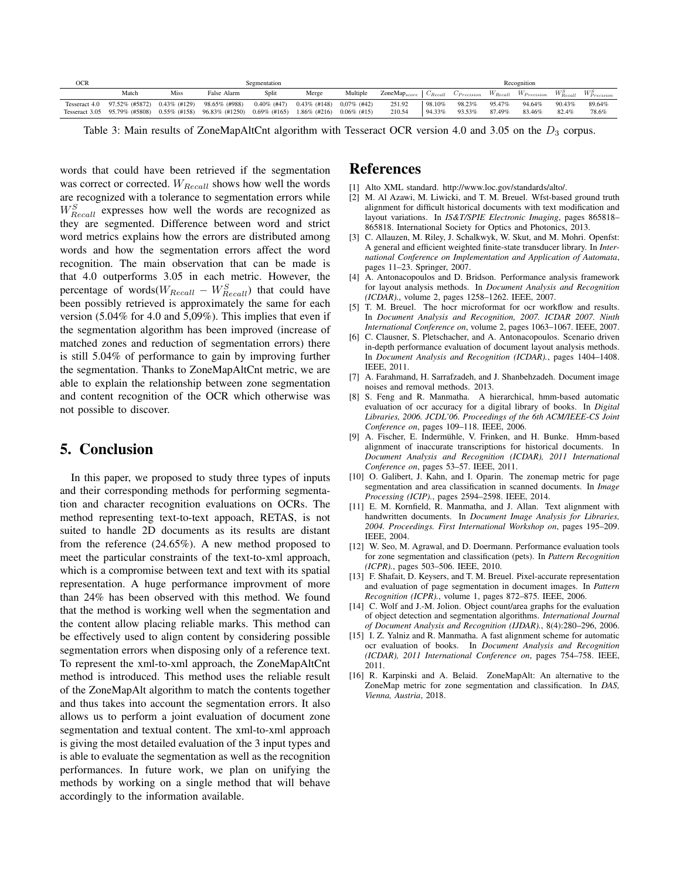| OCR | Segmentation | | | | | | | Recognition | | | | | |
| --- | --- | --- | --- | --- | --- | --- | --- | --- | --- | --- | --- | --- | --- |
| | Match | Miss | False Alarm | Split | Merge | Multiple | ZoneMap$_{score}$ | $C_{Recall}$ | $C_{Precision}$ | $W_{Recall}$ | $W_{Precision}$ | $W^S_{Recall}$ | $W^S_{Precision}$ |
| Tesseract 4.0 | 97.52% (#5872) | 0.43% (#129) | 98.65% (#988) | 0.40% (#47) | 0.43% (#148) | 0.07% (#42) | 251.92 | 98.10% | 98.23% | 95.47% | 94.64% | 90.43% | 89.64% |
| Tesseract 3.05 | 95.79% (#5808) | 0.55% (#158) | 96.83% (#1250) | 0.69% (#165) | 1.86% (#216) | 0.06% (#15) | 210.54 | 94.33% | 93.53% | 87.49% | 83.46% | 82.4% | 78.6% |

Table 3: Main results of ZoneMapAltCnt algorithm with Tesseract OCR version 4.0 and 3.05 on the $D_3$ corpus.

words that could have been retrieved if the segmentation was correct or corrected. $W_{Recall}$ shows how well the words are recognized with a tolerance to segmentation errors while $W^S_{Recall}$ expresses how well the words are recognized as they are segmented. Difference between word and strict word metrics explains how the errors are distributed among words and how the segmentation errors affect the word recognition. The main observation that can be made is that 4.0 outperforms 3.05 in each metric. However, the percentage of words($W_{Recall} - W^S_{Recall}$) that could have been possibly retrieved is approximately the same for each version (5.04% for 4.0 and 5,09%). This implies that even if the segmentation algorithm has been improved (increase of matched zones and reduction of segmentation errors) there is still 5.04% of performance to gain by improving further the segmentation. Thanks to ZoneMapAltCnt metric, we are able to explain the relationship between zone segmentation and content recognition of the OCR which otherwise was not possible to discover.

## 5. Conclusion

In this paper, we proposed to study three types of inputs and their corresponding methods for performing segmentation and character recognition evaluations on OCRs. The method representing text-to-text appoach, RETAS, is not suited to handle 2D documents as its results are distant from the reference (24.65%). A new method proposed to meet the particular constraints of the text-to-xml approach, which is a compromise between text and text with its spatial representation. A huge performance improvment of more than 24% has been observed with this method. We found that the method is working well when the segmentation and the content allow placing reliable marks. This method can be effectively used to align content by considering possible segmentation errors when disposing only of a reference text. To represent the xml-to-xml approach, the ZoneMapAltCnt method is introduced. This method uses the reliable result of the ZoneMapAlt algorithm to match the contents together and thus takes into account the segmentation errors. It also allows us to perform a joint evaluation of document zone segmentation and textual content. The xml-to-xml approach is giving the most detailed evaluation of the 3 input types and is able to evaluate the segmentation as well as the recognition performances. In future work, we plan on unifying the methods by working on a single method that will behave accordingly to the information available.

## References

[1] Alto XML standard. http://www.loc.gov/standards/alto/.

[2] M. Al Azawi, M. Liwicki, and T. M. Breuel. Wfst-based ground truth alignment for difficult historical documents with text modification and layout variations. In *IS&T/SPIE Electronic Imaging*, pages 865818–865818. International Society for Optics and Photonics, 2013.

[3] C. Allauzen, M. Riley, J. Schalkwyk, W. Skut, and M. Mohri. Openfst: A general and efficient weighted finite-state transducer library. In *International Conference on Implementation and Application of Automata*, pages 11–23. Springer, 2007.

[4] A. Antonacopoulos and D. Bridson. Performance analysis framework for layout analysis methods. In *Document Analysis and Recognition (ICDAR).*, volume 2, pages 1258–1262. IEEE, 2007.

[5] T. M. Breuel. The hocr microformat for ocr workflow and results. In *Document Analysis and Recognition, 2007. ICDAR 2007. Ninth International Conference on*, volume 2, pages 1063–1067. IEEE, 2007.

[6] C. Clausner, S. Pletschacher, and A. Antonacopoulos. Scenario driven in-depth performance evaluation of document layout analysis methods. In *Document Analysis and Recognition (ICDAR).*, pages 1404–1408. IEEE, 2011.

[7] A. Farahmand, H. Sarrafzadeh, and J. Shanbehzadeh. Document image noises and removal methods. 2013.

[8] S. Feng and R. Manmatha. A hierarchical, hmm-based automatic evaluation of ocr accuracy for a digital library of books. In *Digital Libraries, 2006. JCDL'06. Proceedings of the 6th ACM/IEEE-CS Joint Conference on*, pages 109–118. IEEE, 2006.

[9] A. Fischer, E. Indermühle, V. Frinken, and H. Bunke. Hmm-based alignment of inaccurate transcriptions for historical documents. In *Document Analysis and Recognition (ICDAR), 2011 International Conference on*, pages 53–57. IEEE, 2011.

[10] O. Galibert, J. Kahn, and I. Oparin. The zonemap metric for page segmentation and area classification in scanned documents. In *Image Processing (ICIP).*, pages 2594–2598. IEEE, 2014.

[11] E. M. Kornfield, R. Manmatha, and J. Allan. Text alignment with handwritten documents. In *Document Image Analysis for Libraries, 2004. Proceedings. First International Workshop on*, pages 195–209. IEEE, 2004.

[12] W. Seo, M. Agrawal, and D. Doermann. Performance evaluation tools for zone segmentation and classification (pets). In *Pattern Recognition (ICPR).*, pages 503–506. IEEE, 2010.

[13] F. Shafait, D. Keysers, and T. M. Breuel. Pixel-accurate representation and evaluation of page segmentation in document images. In *Pattern Recognition (ICPR).*, volume 1, pages 872–875. IEEE, 2006.

[14] C. Wolf and J.-M. Jolion. Object count/area graphs for the evaluation of object detection and segmentation algorithms. *International Journal of Document Analysis and Recognition (IJDAR).*, 8(4):280–296, 2006.

[15] I. Z. Yalniz and R. Manmatha. A fast alignment scheme for automatic ocr evaluation of books. In *Document Analysis and Recognition (ICDAR), 2011 International Conference on*, pages 754–758. IEEE, 2011.

[16] R. Karpinski and A. Belaid. ZoneMapAlt: An alternative to the ZoneMap metric for zone segmentation and classification. In *DAS, Vienna, Austria*, 2018.